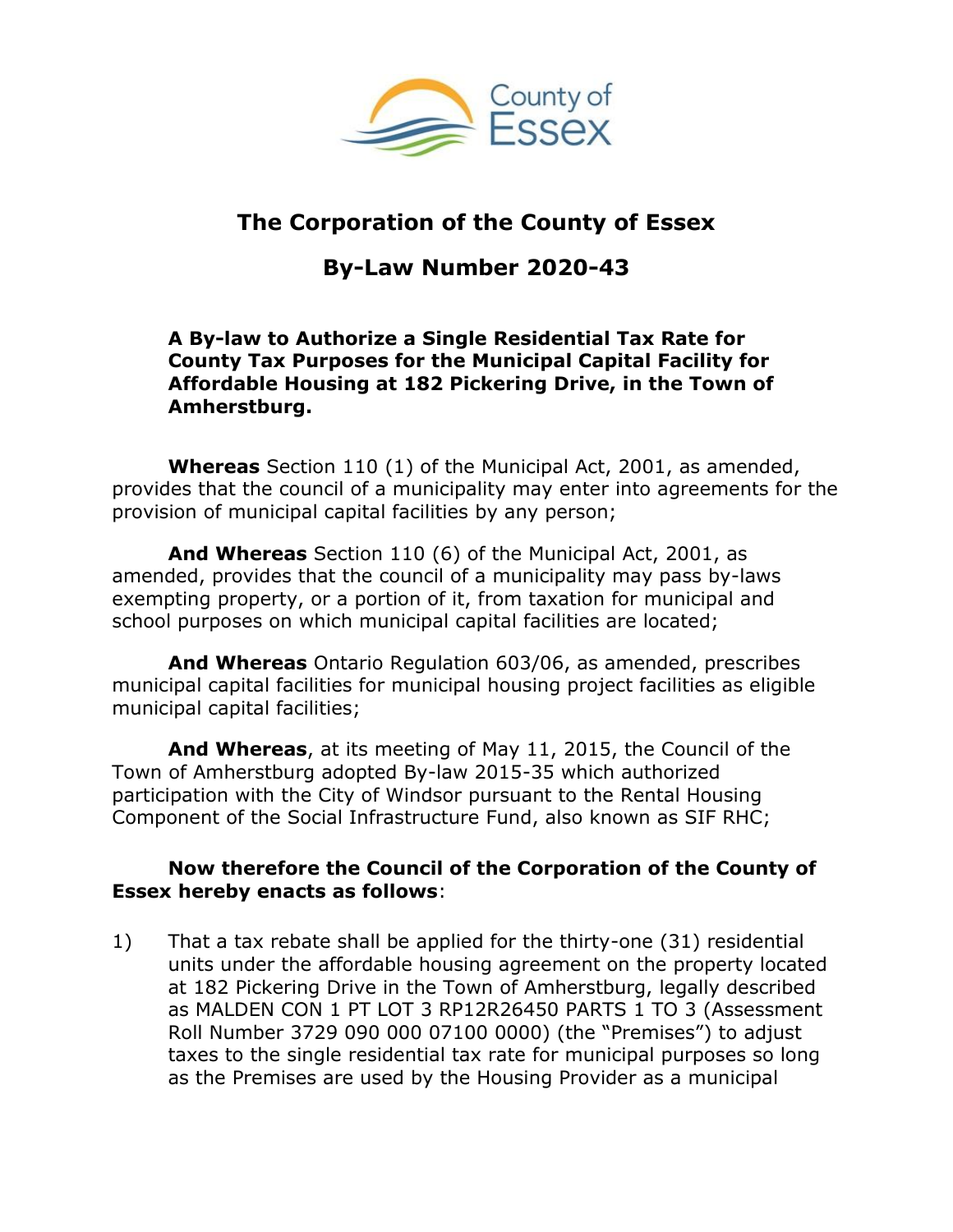# The Corporation of the County of Essex

## By-Law Number 2020-43

**A By-law to Authorize a Single Residential Tax Rate for County Tax Purposes for the Municipal Capital Facility for Affordable Housing at 182 Pickering Drive, in the Town of Amherstburg.**

**Whereas** Section 110 (1) of the Municipal Act, 2001, as amended, provides that the council of a municipality may enter into agreements for the provision of municipal capital facilities by any person;

**And Whereas** Section 110 (6) of the Municipal Act, 2001, as amended, provides that the council of a municipality may pass by-laws exempting property, or a portion of it, from taxation for municipal and school purposes on which municipal capital facilities are located;

**And Whereas** Ontario Regulation 603/06, as amended, prescribes municipal capital facilities for municipal housing project facilities as eligible municipal capital facilities;

**And Whereas**, at its meeting of May 11, 2015, the Council of the Town of Amherstburg adopted By-law 2015-35 which authorized participation with the City of Windsor pursuant to the Rental Housing Component of the Social Infrastructure Fund, also known as SIF RHC;

**Now therefore the Council of the Corporation of the County of Essex hereby enacts as follows**:

1) That a tax rebate shall be applied for the thirty-one (31) residential units under the affordable housing agreement on the property located at 182 Pickering Drive in the Town of Amherstburg, legally described as MALDEN CON 1 PT LOT 3 RP12R26450 PARTS 1 TO 3 (Assessment Roll Number 3729 090 000 07100 0000) (the "Premises") to adjust taxes to the single residential tax rate for municipal purposes so long as the Premises are used by the Housing Provider as a municipal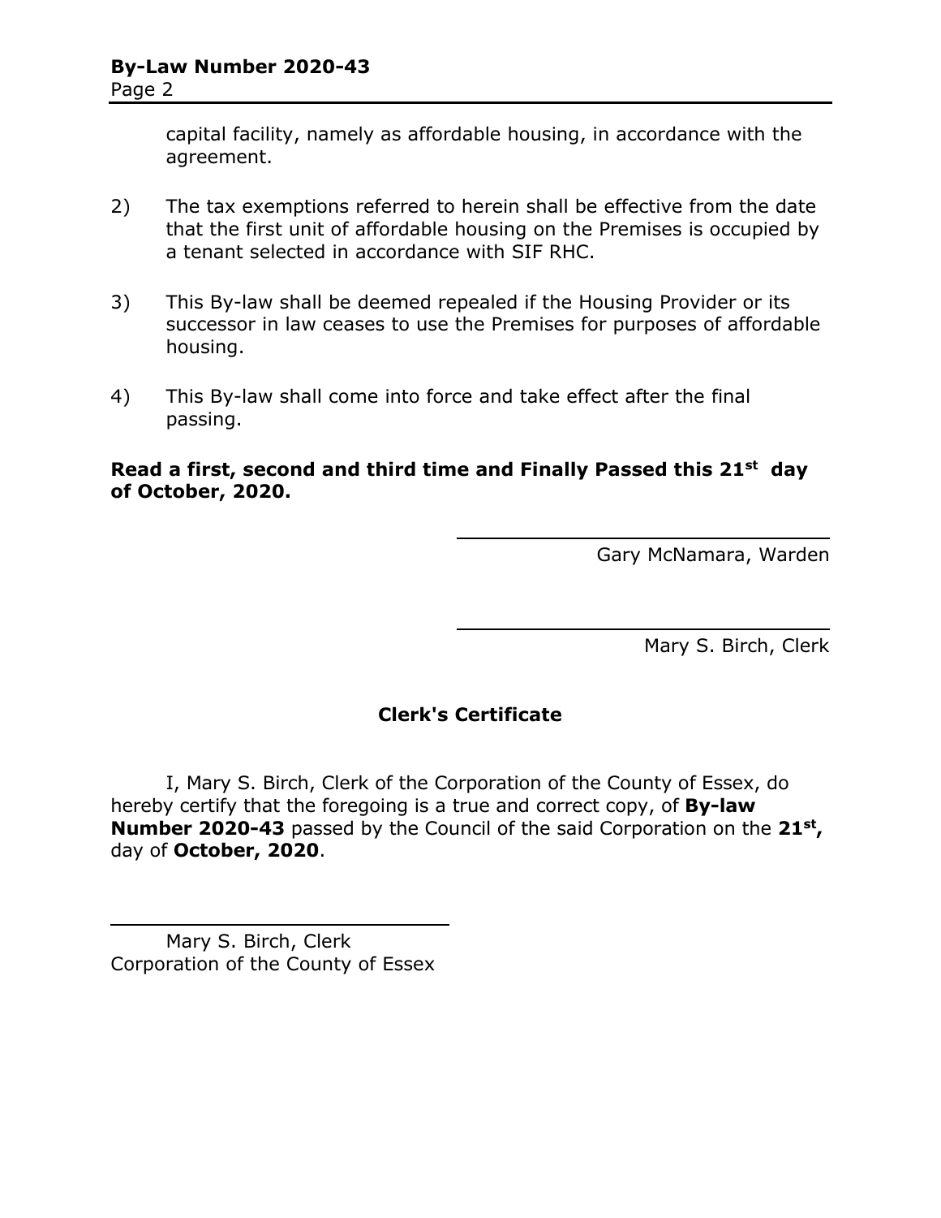capital facility, namely as affordable housing, in accordance with the agreement.

2) The tax exemptions referred to herein shall be effective from the date that the first unit of affordable housing on the Premises is occupied by a tenant selected in accordance with SIF RHC.

3) This By-law shall be deemed repealed if the Housing Provider or its successor in law ceases to use the Premises for purposes of affordable housing.

4) This By-law shall come into force and take effect after the final passing.

**Read a first, second and third time and Finally Passed this 21st day of October, 2020.**

Gary McNamara, Warden

Mary S. Birch, Clerk

## Clerk's Certificate

I, Mary S. Birch, Clerk of the Corporation of the County of Essex, do hereby certify that the foregoing is a true and correct copy, of **By-law Number 2020-43** passed by the Council of the said Corporation on the **21st,** day of **October, 2020**.

Mary S. Birch, Clerk
Corporation of the County of Essex